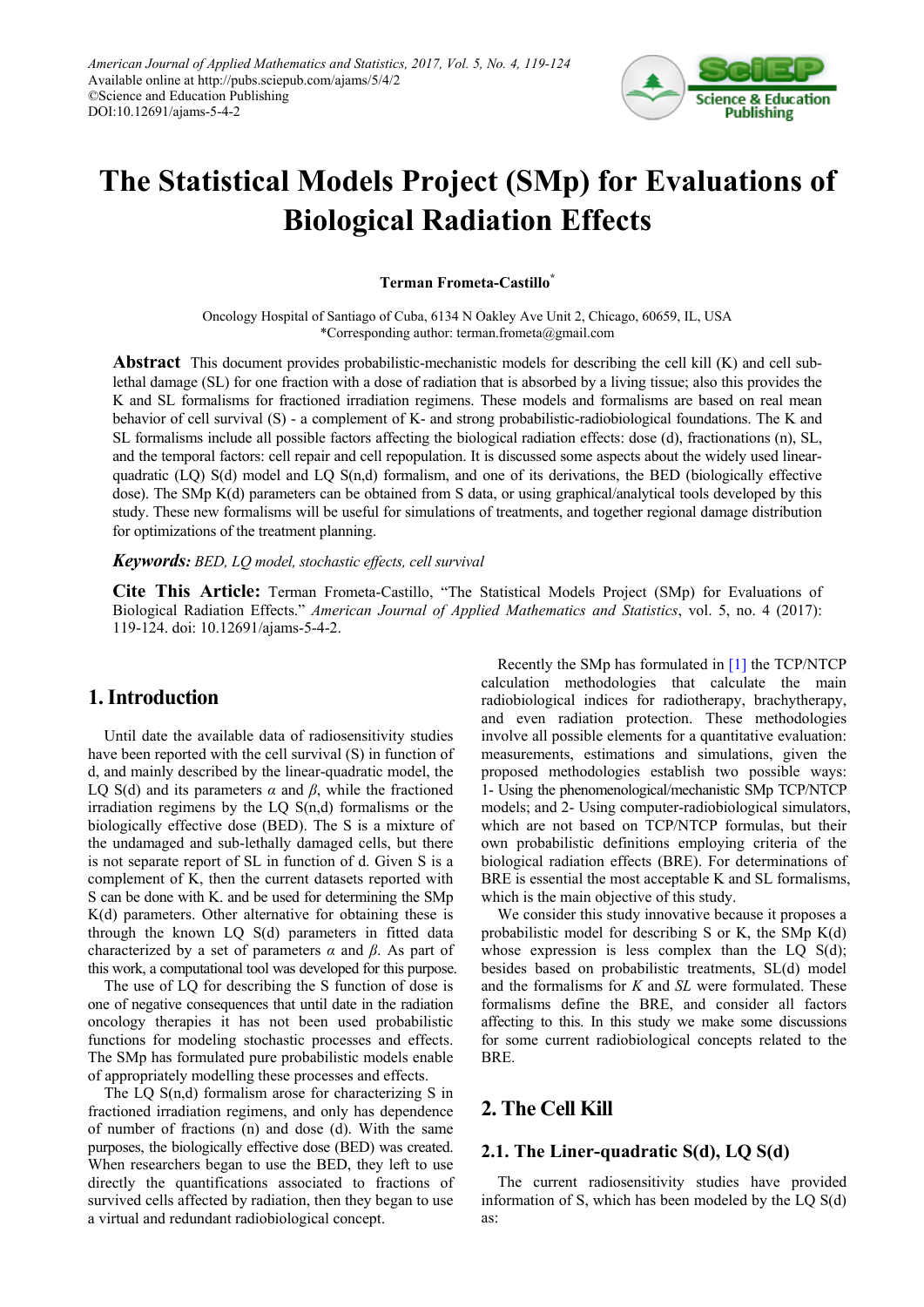# The Statistical Models Project (SMp) for Evaluations of Biological Radiation Effects

**Terman Frometa-Castillo***

Oncology Hospital of Santiago of Cuba, 6134 N Oakley Ave Unit 2, Chicago, 60659, IL, USA
*Corresponding author: terman.frometa@gmail.com

**Abstract** This document provides probabilistic-mechanistic models for describing the cell kill (K) and cell sub-lethal damage (SL) for one fraction with a dose of radiation that is absorbed by a living tissue; also this provides the K and SL formalisms for fractioned irradiation regimens. These models and formalisms are based on real mean behavior of cell survival (S) - a complement of K- and strong probabilistic-radiobiological foundations. The K and SL formalisms include all possible factors affecting the biological radiation effects: dose (d), fractionations (n), SL, and the temporal factors: cell repair and cell repopulation. It is discussed some aspects about the widely used linear-quadratic (LQ) S(d) model and LQ S(n,d) formalism, and one of its derivations, the BED (biologically effective dose). The SMp K(d) parameters can be obtained from S data, or using graphical/analytical tools developed by this study. These new formalisms will be useful for simulations of treatments, and together regional damage distribution for optimizations of the treatment planning.

***Keywords:*** *BED, LQ model, stochastic effects, cell survival*

**Cite This Article:** Terman Frometa-Castillo, "The Statistical Models Project (SMp) for Evaluations of Biological Radiation Effects." *American Journal of Applied Mathematics and Statistics*, vol. 5, no. 4 (2017): 119-124. doi: 10.12691/ajams-5-4-2.

## 1. Introduction

Until date the available data of radiosensitivity studies have been reported with the cell survival (S) in function of d, and mainly described by the linear-quadratic model, the LQ S(d) and its parameters $\alpha$ and $\beta$, while the fractioned irradiation regimens by the LQ S(n,d) formalisms or the biologically effective dose (BED). The S is a mixture of the undamaged and sub-lethally damaged cells, but there is not separate report of SL in function of d. Given S is a complement of K, then the current datasets reported with S can be done with K. and be used for determining the SMp K(d) parameters. Other alternative for obtaining these is through the known LQ S(d) parameters in fitted data characterized by a set of parameters $\alpha$ and $\beta$. As part of this work, a computational tool was developed for this purpose.

The use of LQ for describing the S function of dose is one of negative consequences that until date in the radiation oncology therapies it has not been used probabilistic functions for modeling stochastic processes and effects. The SMp has formulated pure probabilistic models enable of appropriately modelling these processes and effects.

The LQ S(n,d) formalism arose for characterizing S in fractioned irradiation regimens, and only has dependence of number of fractions (n) and dose (d). With the same purposes, the biologically effective dose (BED) was created. When researchers began to use the BED, they left to use directly the quantifications associated to fractions of survived cells affected by radiation, then they began to use a virtual and redundant radiobiological concept.

Recently the SMp has formulated in [1] the TCP/NTCP calculation methodologies that calculate the main radiobiological indices for radiotherapy, brachytherapy, and even radiation protection. These methodologies involve all possible elements for a quantitative evaluation: measurements, estimations and simulations, given the proposed methodologies establish two possible ways: 1- Using the phenomenological/mechanistic SMp TCP/NTCP models; and 2- Using computer-radiobiological simulators, which are not based on TCP/NTCP formulas, but their own probabilistic definitions employing criteria of the biological radiation effects (BRE). For determinations of BRE is essential the most acceptable K and SL formalisms, which is the main objective of this study.

We consider this study innovative because it proposes a probabilistic model for describing S or K, the SMp K(d) whose expression is less complex than the LQ S(d); besides based on probabilistic treatments, SL(d) model and the formalisms for *K* and *SL* were formulated. These formalisms define the BRE, and consider all factors affecting to this. In this study we make some discussions for some current radiobiological concepts related to the BRE.

## 2. The Cell Kill

### 2.1. The Liner-quadratic S(d), LQ S(d)

The current radiosensitivity studies have provided information of S, which has been modeled by the LQ S(d) as: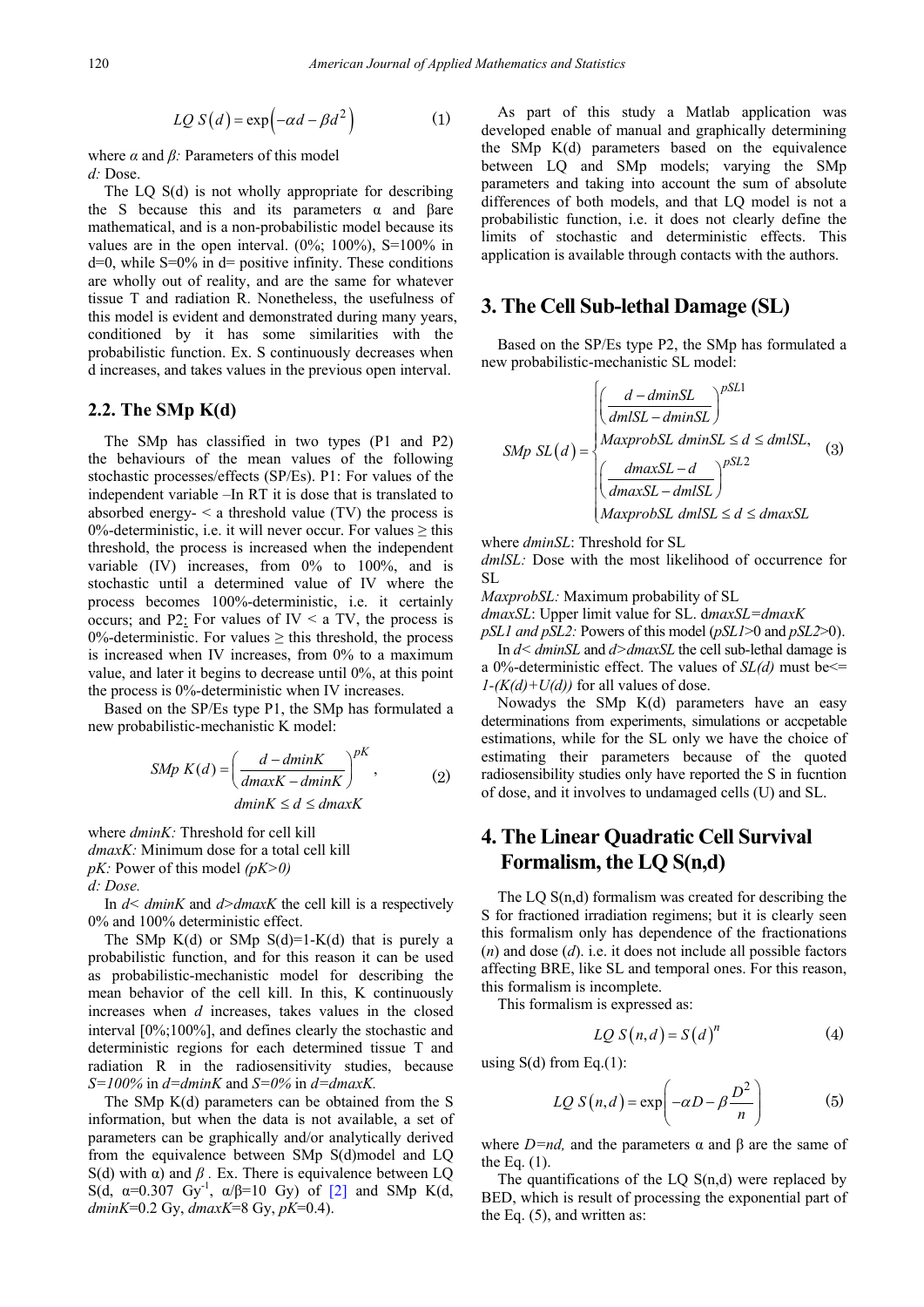$$LQ\ S(d) = \exp\left(-\alpha d - \beta d^2\right) \tag{1}$$

where $\alpha$ and $\beta$: Parameters of this model

*d:* Dose.

The LQ S(d) is not wholly appropriate for describing the S because this and its parameters α and βare mathematical, and is a non-probabilistic model because its values are in the open interval. (0%; 100%), S=100% in d=0, while S=0% in d= positive infinity. These conditions are wholly out of reality, and are the same for whatever tissue T and radiation R. Nonetheless, the usefulness of this model is evident and demonstrated during many years, conditioned by it has some similarities with the probabilistic function. Ex. S continuously decreases when d increases, and takes values in the previous open interval.

### 2.2. The SMp K(d)

The SMp has classified in two types (P1 and P2) the behaviours of the mean values of the following stochastic processes/effects (SP/Es). P1: For values of the independent variable –In RT it is dose that is translated to absorbed energy- < a threshold value (TV) the process is 0%-deterministic, i.e. it will never occur. For values ≥ this threshold, the process is increased when the independent variable (IV) increases, from 0% to 100%, and is stochastic until a determined value of IV where the process becomes 100%-deterministic, i.e. it certainly occurs; and P2: For values of IV < a TV, the process is 0%-deterministic. For values ≥ this threshold, the process is increased when IV increases, from 0% to a maximum value, and later it begins to decrease until 0%, at this point the process is 0%-deterministic when IV increases.

Based on the SP/Es type P1, the SMp has formulated a new probabilistic-mechanistic K model:

$$SMp\ K(d) = \left(\frac{d - dminK}{dmaxK - dminK}\right)^{pK}, \quad dminK \le d \le dmaxK \tag{2}$$

where *dminK:* Threshold for cell kill

*dmaxK:* Minimum dose for a total cell kill

*pK:* Power of this model *(pK>0)*

*d: Dose.*

In *d< dminK* and *d>dmaxK* the cell kill is a respectively 0% and 100% deterministic effect.

The SMp K(d) or SMp S(d)=1-K(d) that is purely a probabilistic function, and for this reason it can be used as probabilistic-mechanistic model for describing the mean behavior of the cell kill. In this, K continuously increases when *d* increases, takes values in the closed interval [0%;100%], and defines clearly the stochastic and deterministic regions for each determined tissue T and radiation R in the radiosensitivity studies, because *S=100%* in *d=dminK* and *S=0%* in *d=dmaxK.*

The SMp K(d) parameters can be obtained from the S information, but when the data is not available, a set of parameters can be graphically and/or analytically derived from the equivalence between SMp S(d)model and LQ S(d) with α) and $\beta$ . Ex. There is equivalence between LQ S(d, α=0.307 $Gy^{-1}$, α/β=10 Gy) of [2] and SMp K(d, *dminK*=0.2 Gy, *dmaxK*=8 Gy, *pK*=0.4).

As part of this study a Matlab application was developed enable of manual and graphically determining the SMp K(d) parameters based on the equivalence between LQ and SMp models; varying the SMp parameters and taking into account the sum of absolute differences of both models, and that LQ model is not a probabilistic function, i.e. it does not clearly define the limits of stochastic and deterministic effects. This application is available through contacts with the authors.

## 3. The Cell Sub-lethal Damage (SL)

Based on the SP/Es type P2, the SMp has formulated a new probabilistic-mechanistic SL model:

$$SMp\ SL(d) = \begin{cases} \left(\dfrac{d - dminSL}{dmlSL - dminSL}\right)^{pSL1} MaxprobSL & dminSL \le d \le dmlSL, \\ \left(\dfrac{dmaxSL - d}{dmaxSL - dmlSL}\right)^{pSL2} MaxprobSL & dmlSL \le d \le dmaxSL \end{cases} \tag{3}$$

where *dminSL*: Threshold for SL

*dmlSL:* Dose with the most likelihood of occurrence for SL

*MaxprobSL:* Maximum probability of SL

*dmaxSL*: Upper limit value for SL. d*maxSL=dmaxK*

*pSL1 and pSL2:* Powers of this model (*pSL1*>0 and *pSL2*>0).

In *d< dminSL* and *d>dmaxSL* the cell sub-lethal damage is a 0%-deterministic effect. The values of *SL(d)* must be<= *1-(K(d)+U(d))* for all values of dose.

Nowadys the SMp K(d) parameters have an easy determinations from experiments, simulations or accpetable estimations, while for the SL only we have the choice of estimating their parameters because of the quoted radiosensibility studies only have reported the S in fucntion of dose, and it involves to undamaged cells (U) and SL.

## 4. The Linear Quadratic Cell Survival Formalism, the LQ S(n,d)

The LQ S(n,d) formalism was created for describing the S for fractioned irradiation regimens; but it is clearly seen this formalism only has dependence of the fractionations (*n*) and dose (*d*). i.e. it does not include all possible factors affecting BRE, like SL and temporal ones. For this reason, this formalism is incomplete.

This formalism is expressed as:

$$LQ\ S(n,d) = S(d)^n \tag{4}$$

using S(d) from Eq.(1):

$$LQ\ S(n,d) = \exp\left(-\alpha D - \beta \frac{D^2}{n}\right) \tag{5}$$

where *D=nd,* and the parameters α and β are the same of the Eq. (1).

The quantifications of the LQ S(n,d) were replaced by BED, which is result of processing the exponential part of the Eq. (5), and written as: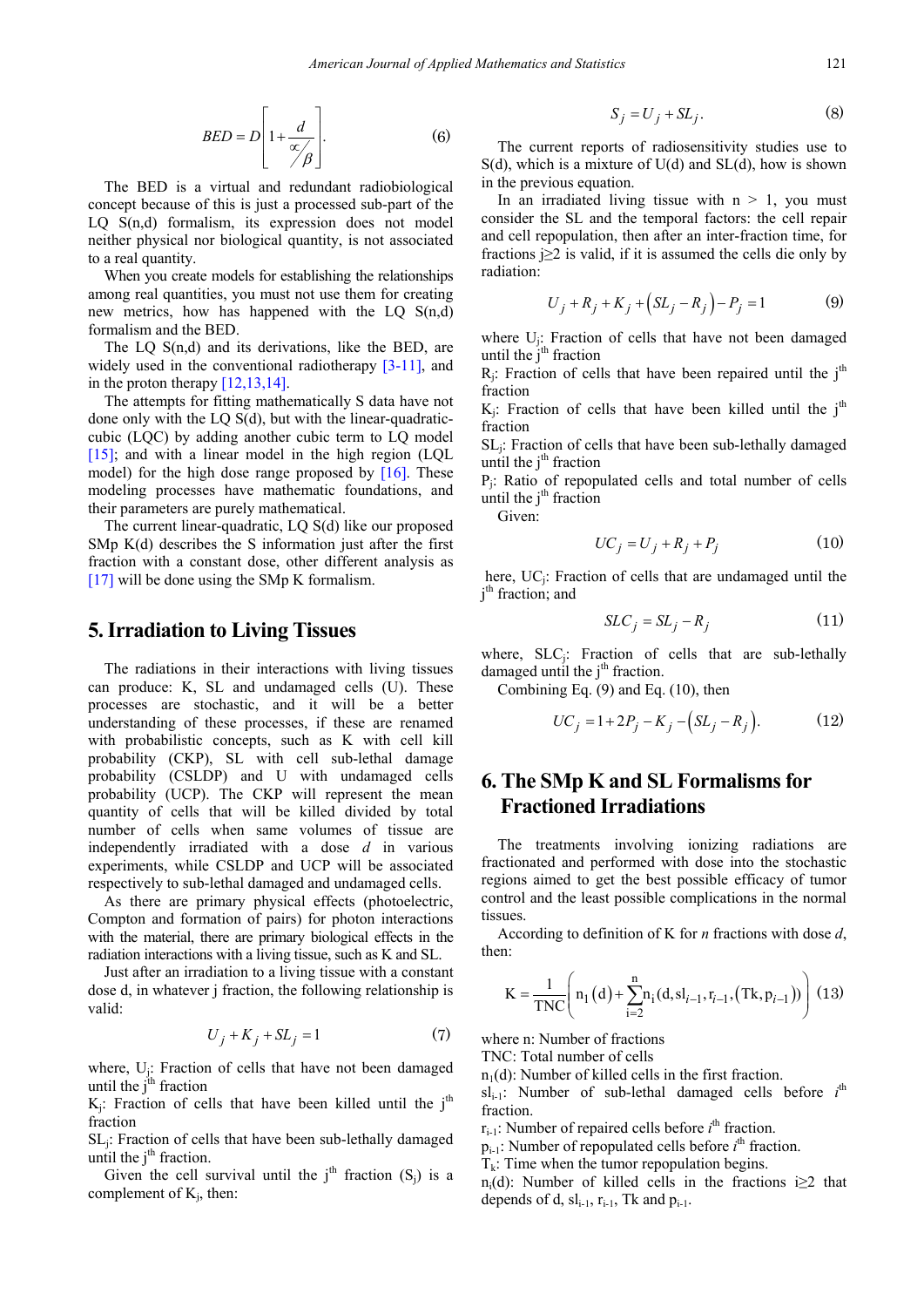$$BED = D\left[1+\frac{d}{\propto/\beta}\right]. \quad (6)$$

The BED is a virtual and redundant radiobiological concept because of this is just a processed sub-part of the LQ S(n,d) formalism, its expression does not model neither physical nor biological quantity, is not associated to a real quantity.

When you create models for establishing the relationships among real quantities, you must not use them for creating new metrics, how has happened with the LQ S(n,d) formalism and the BED.

The LQ S(n,d) and its derivations, like the BED, are widely used in the conventional radiotherapy [3-11], and in the proton therapy [12,13,14].

The attempts for fitting mathematically S data have not done only with the LQ S(d), but with the linear-quadratic-cubic (LQC) by adding another cubic term to LQ model [15]; and with a linear model in the high region (LQL model) for the high dose range proposed by [16]. These modeling processes have mathematic foundations, and their parameters are purely mathematical.

The current linear-quadratic, LQ S(d) like our proposed SMp K(d) describes the S information just after the first fraction with a constant dose, other different analysis as [17] will be done using the SMp K formalism.

## 5. Irradiation to Living Tissues

The radiations in their interactions with living tissues can produce: K, SL and undamaged cells (U). These processes are stochastic, and it will be a better understanding of these processes, if these are renamed with probabilistic concepts, such as K with cell kill probability (CKP), SL with cell sub-lethal damage probability (CSLDP) and U with undamaged cells probability (UCP). The CKP will represent the mean quantity of cells that will be killed divided by total number of cells when same volumes of tissue are independently irradiated with a dose *d* in various experiments, while CSLDP and UCP will be associated respectively to sub-lethal damaged and undamaged cells.

As there are primary physical effects (photoelectric, Compton and formation of pairs) for photon interactions with the material, there are primary biological effects in the radiation interactions with a living tissue, such as K and SL.

Just after an irradiation to a living tissue with a constant dose d, in whatever j fraction, the following relationship is valid:

$$U_j + K_j + SL_j = 1 \quad (7)$$

where, $U_j$: Fraction of cells that have not been damaged until the j[th] fraction
$K_j$: Fraction of cells that have been killed until the j[th] fraction
$SL_j$: Fraction of cells that have been sub-lethally damaged until the j[th] fraction.

Given the cell survival until the j[th] fraction ($S_j$) is a complement of $K_j$, then:

$$S_j = U_j + SL_j. \quad (8)$$

The current reports of radiosensitivity studies use to S(d), which is a mixture of U(d) and SL(d), how is shown in the previous equation.

In an irradiated living tissue with n > 1, you must consider the SL and the temporal factors: the cell repair and cell repopulation, then after an inter-fraction time, for fractions j≥2 is valid, if it is assumed the cells die only by radiation:

$$U_j + R_j + K_j + \left(SL_j - R_j\right) - P_j = 1 \quad (9)$$

where $U_j$: Fraction of cells that have not been damaged until the j[th] fraction
$R_j$: Fraction of cells that have been repaired until the j[th] fraction
$K_j$: Fraction of cells that have been killed until the j[th] fraction
$SL_j$: Fraction of cells that have been sub-lethally damaged until the j[th] fraction
$P_j$: Ratio of repopulated cells and total number of cells until the j[th] fraction

Given:

$$UC_j = U_j + R_j + P_j \quad (10)$$

here, $UC_j$: Fraction of cells that are undamaged until the j[th] fraction; and

$$SLC_j = SL_j - R_j \quad (11)$$

where, $SLC_j$: Fraction of cells that are sub-lethally damaged until the j[th] fraction.

Combining Eq. (9) and Eq. (10), then

$$UC_j = 1 + 2P_j - K_j - \left(SL_j - R_j\right). \quad (12)$$

## 6. The SMp K and SL Formalisms for Fractioned Irradiations

The treatments involving ionizing radiations are fractionated and performed with dose into the stochastic regions aimed to get the best possible efficacy of tumor control and the least possible complications in the normal tissues.

According to definition of K for *n* fractions with dose *d*, then:

$$\mathrm{K} = \frac{1}{\mathrm{TNC}}\left(\mathrm{n_1}\left(\mathrm{d}\right) + \sum_{\mathrm{i}=2}^{\mathrm{n}} \mathrm{n_i}\left(\mathrm{d}, \mathrm{sl}_{i-1}, \mathrm{r}_{i-1}, \left(\mathrm{Tk}, \mathrm{p}_{i-1}\right)\right)\right) \quad (13)$$

where n: Number of fractions
TNC: Total number of cells
$n_1(d)$: Number of killed cells in the first fraction.
$sl_{i-1}$: Number of sub-lethal damaged cells before *i*[th] fraction.
$r_{i-1}$: Number of repaired cells before *i*[th] fraction.
$p_{i-1}$: Number of repopulated cells before *i*[th] fraction.
$T_k$: Time when the tumor repopulation begins.
$n_i(d)$: Number of killed cells in the fractions i≥2 that depends of d, $sl_{i-1}$, $r_{i-1}$, Tk and $p_{i-1}$.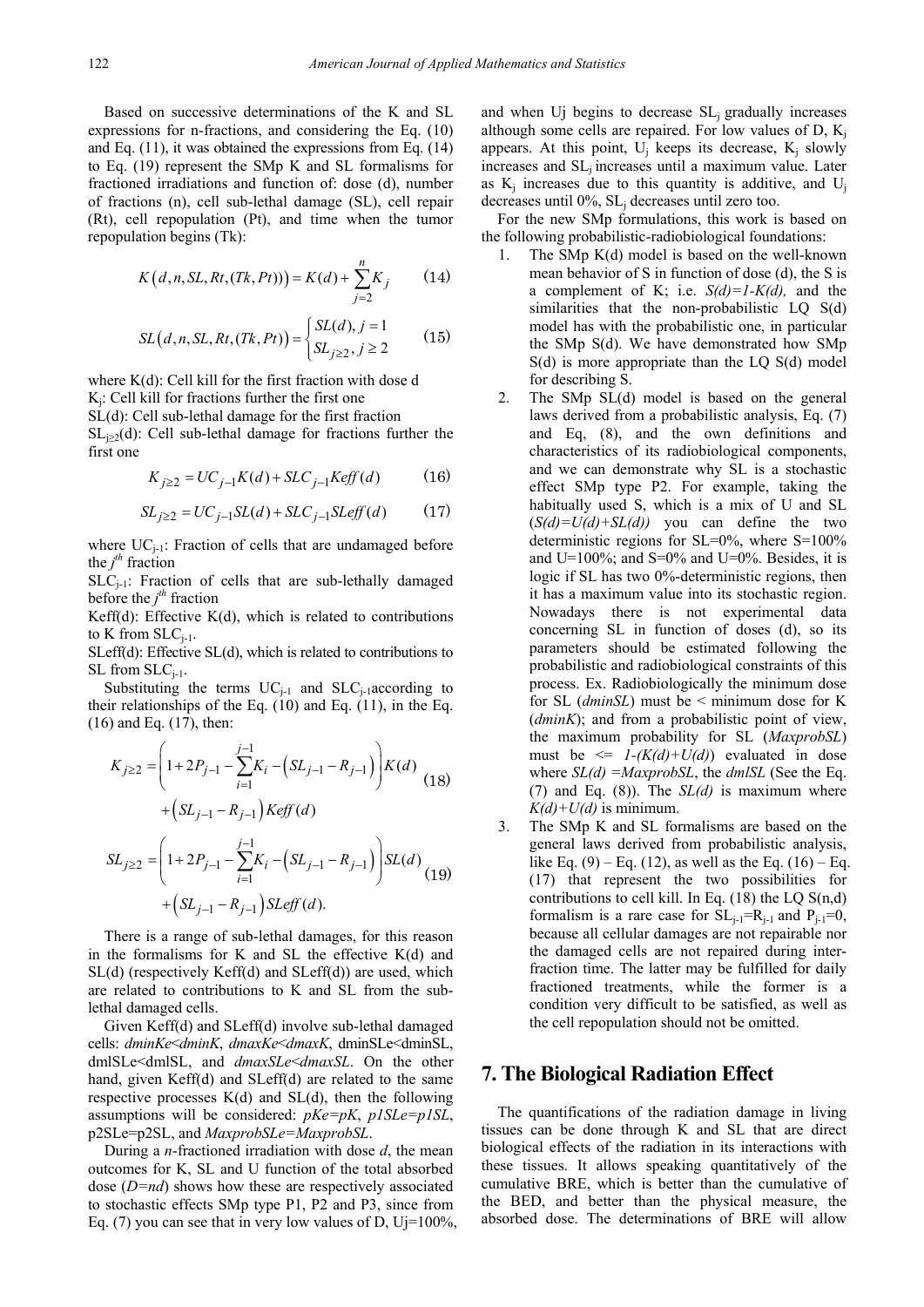Based on successive determinations of the K and SL expressions for n-fractions, and considering the Eq. (10) and Eq. (11), it was obtained the expressions from Eq. (14) to Eq. (19) represent the SMp K and SL formalisms for fractioned irradiations and function of: dose (d), number of fractions (n), cell sub-lethal damage (SL), cell repair (Rt), cell repopulation (Pt), and time when the tumor repopulation begins (Tk):

$$K\left(d,n,SL,Rt,(Tk,Pt)\right)=K(d)+\sum_{j=2}^{n}K_j \quad (14)$$

$$SL\left(d,n,SL,Rt,(Tk,Pt)\right)=\begin{cases}SL(d), j=1\\ SL_{j\geq 2}, j\geq 2\end{cases} \quad (15)$$

where K(d): Cell kill for the first fraction with dose d

$K_j$: Cell kill for fractions further the first one

SL(d): Cell sub-lethal damage for the first fraction

$SL_{j\geq 2}(d)$: Cell sub-lethal damage for fractions further the first one

$$K_{j\geq 2}=UC_{j-1}K(d)+SLC_{j-1}Keff(d) \quad (16)$$

$$SL_{j\geq 2}=UC_{j-1}SL(d)+SLC_{j-1}SLeff(d) \quad (17)$$

where $UC_{j-1}$: Fraction of cells that are undamaged before the $j^{th}$ fraction

$SLC_{j-1}$: Fraction of cells that are sub-lethally damaged before the $j^{th}$ fraction

Keff(d): Effective K(d), which is related to contributions to K from $SLC_{j-1}$.

SLeff(d): Effective SL(d), which is related to contributions to SL from $SLC_{j-1}$.

Substituting the terms $UC_{j-1}$ and $SLC_{j-1}$according to their relationships of the Eq. (10) and Eq. (11), in the Eq. (16) and Eq. (17), then:

$$K_{j\geq 2}=\left(1+2P_{j-1}-\sum_{i=1}^{j-1}K_i-\left(SL_{j-1}-R_{j-1}\right)\right)K(d)+\left(SL_{j-1}-R_{j-1}\right)Keff(d) \quad (18)$$

$$SL_{j\geq 2}=\left(1+2P_{j-1}-\sum_{i=1}^{j-1}K_i-\left(SL_{j-1}-R_{j-1}\right)\right)SL(d)+\left(SL_{j-1}-R_{j-1}\right)SLeff(d). \quad (19)$$

There is a range of sub-lethal damages, for this reason in the formalisms for K and SL the effective K(d) and SL(d) (respectively Keff(d) and SLeff(d)) are used, which are related to contributions to K and SL from the sub-lethal damaged cells.

Given Keff(d) and SLeff(d) involve sub-lethal damaged cells: *dminKe*<*dminK*, *dmaxKe*<*dmaxK*, dminSLe<dminSL, dmlSLe<dmlSL, and *dmaxSLe*<*dmaxSL*. On the other hand, given Keff(d) and SLeff(d) are related to the same respective processes K(d) and SL(d), then the following assumptions will be considered: *pKe=pK*, *p1SLe=p1SL*, p2SLe=p2SL, and *MaxprobSLe=MaxprobSL*.

During a *n*-fractioned irradiation with dose *d*, the mean outcomes for K, SL and U function of the total absorbed dose (*D=nd*) shows how these are respectively associated to stochastic effects SMp type P1, P2 and P3, since from Eq. (7) you can see that in very low values of D, Uj=100%, and when Uj begins to decrease $SL_j$ gradually increases although some cells are repaired. For low values of D, $K_j$ appears. At this point, $U_j$ keeps its decrease, $K_j$ slowly increases and $SL_j$ increases until a maximum value. Later as $K_j$ increases due to this quantity is additive, and $U_j$ decreases until 0%, $SL_j$ decreases until zero too.

For the new SMp formulations, this work is based on the following probabilistic-radiobiological foundations:

1. The SMp K(d) model is based on the well-known mean behavior of S in function of dose (d), the S is a complement of K; i.e. *S(d)=1-K(d),* and the similarities that the non-probabilistic LQ S(d) model has with the probabilistic one, in particular the SMp S(d). We have demonstrated how SMp S(d) is more appropriate than the LQ S(d) model for describing S.
2. The SMp SL(d) model is based on the general laws derived from a probabilistic analysis, Eq. (7) and Eq, (8), and the own definitions and characteristics of its radiobiological components, and we can demonstrate why SL is a stochastic effect SMp type P2. For example, taking the habitually used S, which is a mix of U and SL (*S(d)=U(d)+SL(d))* you can define the two deterministic regions for SL=0%, where S=100% and U=100%; and S=0% and U=0%. Besides, it is logic if SL has two 0%-deterministic regions, then it has a maximum value into its stochastic region. Nowadays there is not experimental data concerning SL in function of doses (d), so its parameters should be estimated following the probabilistic and radiobiological constraints of this process. Ex. Radiobiologically the minimum dose for SL (*dminSL*) must be < minimum dose for K (*dminK*); and from a probabilistic point of view, the maximum probability for SL (*MaxprobSL*) must be <= *1-(K(d)+U(d)*) evaluated in dose where *SL(d) =MaxprobSL*, the *dmlSL* (See the Eq. (7) and Eq. (8)). The *SL(d)* is maximum where *K(d)+U(d)* is minimum.
3. The SMp K and SL formalisms are based on the general laws derived from probabilistic analysis, like Eq. (9) – Eq. (12), as well as the Eq. (16) – Eq. (17) that represent the two possibilities for contributions to cell kill. In Eq. (18) the LQ S(n,d) formalism is a rare case for $SL_{j-1}=R_{j-1}$ and $P_{j-1}=0$, because all cellular damages are not repairable nor the damaged cells are not repaired during inter-fraction time. The latter may be fulfilled for daily fractioned treatments, while the former is a condition very difficult to be satisfied, as well as the cell repopulation should not be omitted.

## 7. The Biological Radiation Effect

The quantifications of the radiation damage in living tissues can be done through K and SL that are direct biological effects of the radiation in its interactions with these tissues. It allows speaking quantitatively of the cumulative BRE, which is better than the cumulative of the BED, and better than the physical measure, the absorbed dose. The determinations of BRE will allow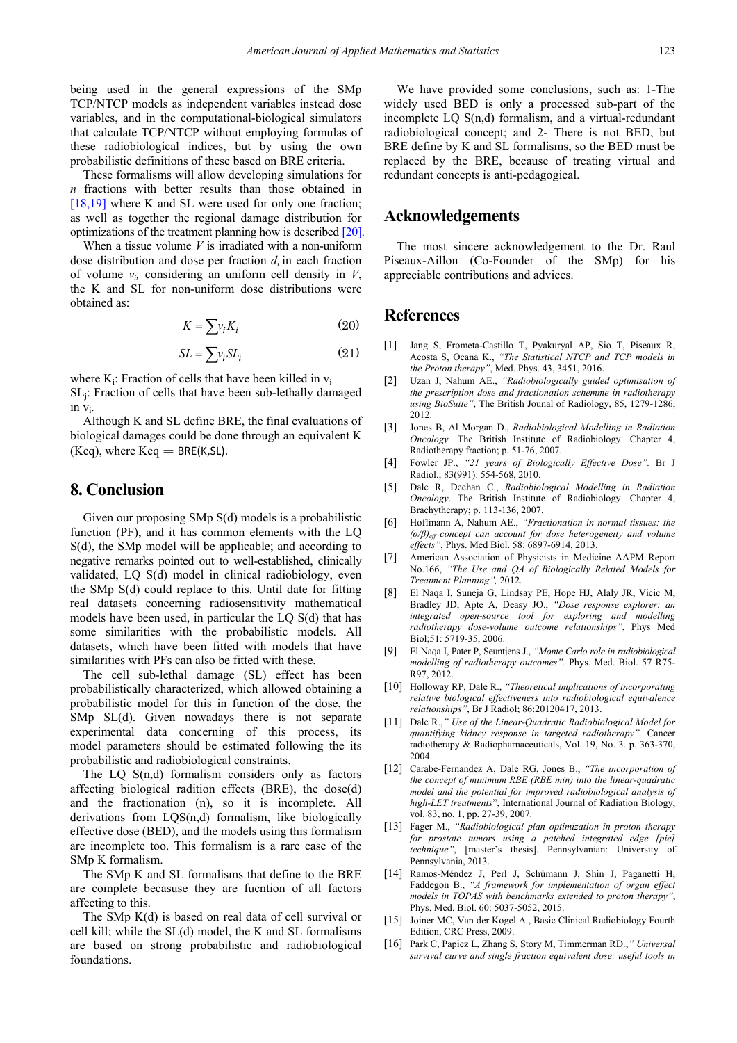being used in the general expressions of the SMp TCP/NTCP models as independent variables instead dose variables, and in the computational-biological simulators that calculate TCP/NTCP without employing formulas of these radiobiological indices, but by using the own probabilistic definitions of these based on BRE criteria.

These formalisms will allow developing simulations for *n* fractions with better results than those obtained in [18,19] where K and SL were used for only one fraction; as well as together the regional damage distribution for optimizations of the treatment planning how is described [20].

When a tissue volume *V* is irradiated with a non-uniform dose distribution and dose per fraction $d_i$ in each fraction of volume $v_i$, considering an uniform cell density in *V*, the K and SL for non-uniform dose distributions were obtained as:

$$K = \sum v_i K_i \tag{20}$$

$$SL = \sum v_i SL_i \tag{21}$$

where $K_i$: Fraction of cells that have been killed in $v_i$

$SL_j$: Fraction of cells that have been sub-lethally damaged in $v_i$.

Although K and SL define BRE, the final evaluations of biological damages could be done through an equivalent K (Keq), where Keq ≡ BRE(K,SL).

## 8. Conclusion

Given our proposing SMp S(d) models is a probabilistic function (PF), and it has common elements with the LQ S(d), the SMp model will be applicable; and according to negative remarks pointed out to well-established, clinically validated, LQ S(d) model in clinical radiobiology, even the SMp S(d) could replace to this. Until date for fitting real datasets concerning radiosensitivity mathematical models have been used, in particular the LQ S(d) that has some similarities with the probabilistic models. All datasets, which have been fitted with models that have similarities with PFs can also be fitted with these.

The cell sub-lethal damage (SL) effect has been probabilistically characterized, which allowed obtaining a probabilistic model for this in function of the dose, the SMp SL(d). Given nowadays there is not separate experimental data concerning of this process, its model parameters should be estimated following the its probabilistic and radiobiological constraints.

The LQ S(n,d) formalism considers only as factors affecting biological radition effects (BRE), the dose(d) and the fractionation (n), so it is incomplete. All derivations from LQS(n,d) formalism, like biologically effective dose (BED), and the models using this formalism are incomplete too. This formalism is a rare case of the SMp K formalism.

The SMp K and SL formalisms that define to the BRE are complete becasuse they are fucntion of all factors affecting to this.

The SMp K(d) is based on real data of cell survival or cell kill; while the SL(d) model, the K and SL formalisms are based on strong probabilistic and radiobiological foundations.

We have provided some conclusions, such as: 1-The widely used BED is only a processed sub-part of the incomplete LQ S(n,d) formalism, and a virtual-redundant radiobiological concept; and 2- There is not BED, but BRE define by K and SL formalisms, so the BED must be replaced by the BRE, because of treating virtual and redundant concepts is anti-pedagogical.

## Acknowledgements

The most sincere acknowledgement to the Dr. Raul Piseaux-Aillon (Co-Founder of the SMp) for his appreciable contributions and advices.

## References

[1] Jang S, Frometa-Castillo T, Pyakuryal AP, Sio T, Piseaux R, Acosta S, Ocana K., *"The Statistical NTCP and TCP models in the Proton therapy"*, Med. Phys. 43, 3451, 2016.

[2] Uzan J, Nahum AE., *"Radiobiologically guided optimisation of the prescription dose and fractionation schemme in radiotherapy using BioSuite"*, The British Jounal of Radiology, 85, 1279-1286, 2012.

[3] Jones B, Al Morgan D., *Radiobiological Modelling in Radiation Oncology.* The British Institute of Radiobiology. Chapter 4, Radiotherapy fraction; p. 51-76, 2007.

[4] Fowler JP., *"21 years of Biologically Effective Dose".* Br J Radiol.; 83(991): 554-568, 2010.

[5] Dale R, Deehan C., *Radiobiological Modelling in Radiation Oncology*. The British Institute of Radiobiology. Chapter 4, Brachytherapy; p. 113-136, 2007.

[6] Hoffmann A, Nahum AE., *"Fractionation in normal tissues: the $(\alpha/\beta)_{eff}$ concept can account for dose heterogeneity and volume effects"*, Phys Med Biol. 58: 6897-6914, 2013.

[7] American Association of Physicists in Medicine AAPM Report No.166, *"The Use and QA of Biologically Related Models for Treatment Planning",* 2012.

[8] El Naqa I, Suneja G, Lindsay PE, Hope HJ, Alaly JR, Vicic M, Bradley JD, Apte A, Deasy JO., *"Dose response explorer: an integrated open-source tool for exploring and modelling radiotherapy dose-volume outcome relationships"*, Phys Med Biol;51: 5719-35, 2006.

[9] El Naqa I, Pater P, Seuntjens J., *"Monte Carlo role in radiobiological modelling of radiotherapy outcomes".* Phys. Med. Biol. 57 R75-R97, 2012.

[10] Holloway RP, Dale R., *"Theoretical implications of incorporating relative biological effectiveness into radiobiological equivalence relationships"*, Br J Radiol; 86:20120417, 2013.

[11] Dale R.,*" Use of the Linear-Quadratic Radiobiological Model for quantifying kidney response in targeted radiotherapy".* Cancer radiotherapy & Radiopharnaceuticals, Vol. 19, No. 3. p. 363-370, 2004.

[12] Carabe-Fernandez A, Dale RG, Jones B., *"The incorporation of the concept of minimum RBE (RBE min) into the linear-quadratic model and the potential for improved radiobiological analysis of high-LET treatments*", International Journal of Radiation Biology, vol. 83, no. 1, pp. 27-39, 2007.

[13] Fager M., *"Radiobiological plan optimization in proton therapy for prostate tumors using a patched integrated edge [pie] technique"*, [master's thesis]. Pennsylvanian: University of Pennsylvania, 2013.

[14] Ramos-Méndez J, Perl J, Schümann J, Shin J, Paganetti H, Faddegon B., *"A framework for implementation of organ effect models in TOPAS with benchmarks extended to proton therapy"*, Phys. Med. Biol. 60: 5037-5052, 2015.

[15] Joiner MC, Van der Kogel A., Basic Clinical Radiobiology Fourth Edition, CRC Press, 2009.

[16] Park C, Papiez L, Zhang S, Story M, Timmerman RD.,*" Universal survival curve and single fraction equivalent dose: useful tools in*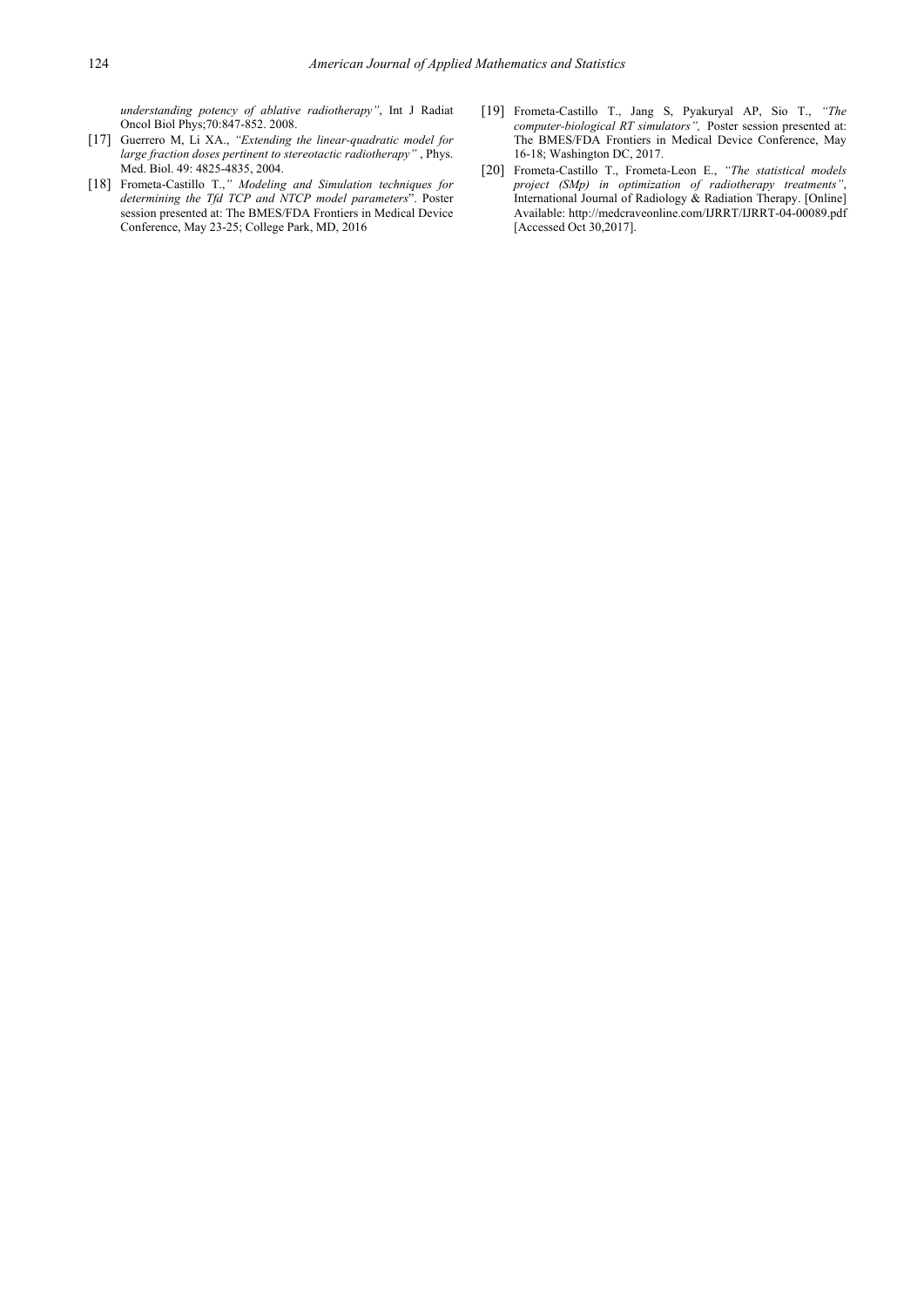*understanding potency of ablative radiotherapy"*, Int J Radiat Oncol Biol Phys;70:847-852. 2008.

[17] Guerrero M, Li XA., *"Extending the linear-quadratic model for large fraction doses pertinent to stereotactic radiotherapy"* , Phys. Med. Biol. 49: 4825-4835, 2004.

[18] Frometa-Castillo T.,*" Modeling and Simulation techniques for determining the Tfd TCP and NTCP model parameters*". Poster session presented at: The BMES/FDA Frontiers in Medical Device Conference, May 23-25; College Park, MD, 2016

[19] Frometa-Castillo T., Jang S, Pyakuryal AP, Sio T., *"The computer-biological RT simulators",* Poster session presented at: The BMES/FDA Frontiers in Medical Device Conference, May 16-18; Washington DC, 2017.

[20] Frometa-Castillo T., Frometa-Leon E., *"The statistical models project (SMp) in optimization of radiotherapy treatments"*, International Journal of Radiology & Radiation Therapy. [Online] Available: http://medcraveonline.com/IJRRT/IJRRT-04-00089.pdf [Accessed Oct 30,2017].